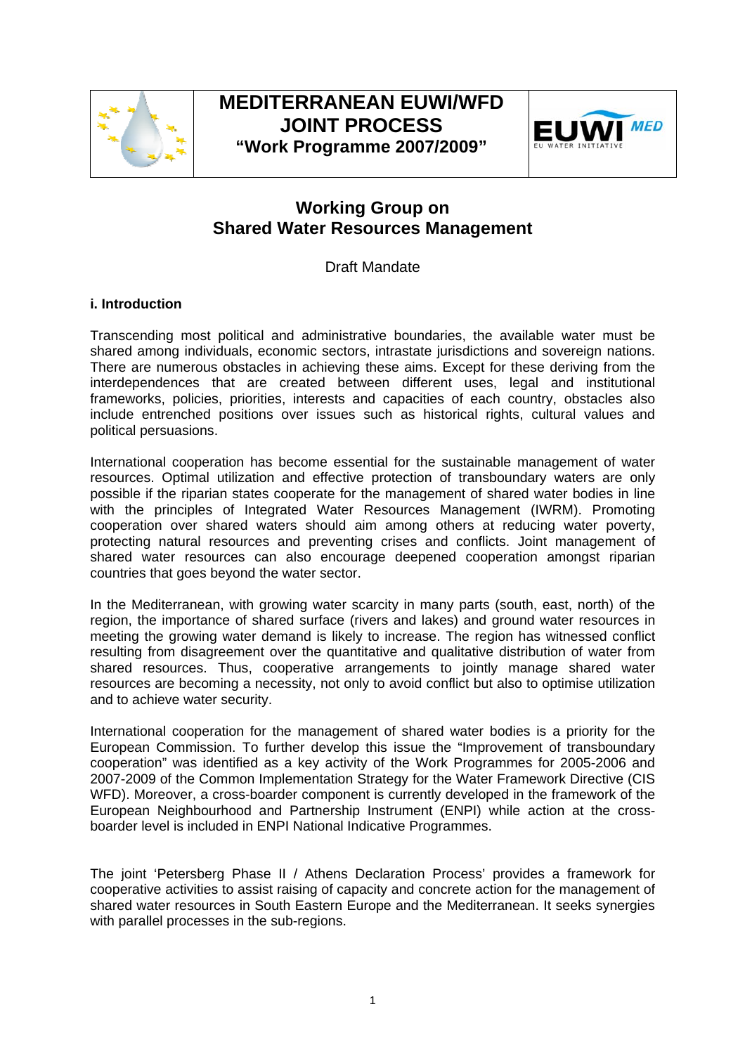# MEDITERRANEAN EUWI/WFD JOINT PROCESS
**"Work Programme 2007/2009"**

## Working Group on Shared Water Resources Management

Draft Mandate

### i. Introduction

Transcending most political and administrative boundaries, the available water must be shared among individuals, economic sectors, intrastate jurisdictions and sovereign nations. There are numerous obstacles in achieving these aims. Except for these deriving from the interdependences that are created between different uses, legal and institutional frameworks, policies, priorities, interests and capacities of each country, obstacles also include entrenched positions over issues such as historical rights, cultural values and political persuasions.

International cooperation has become essential for the sustainable management of water resources. Optimal utilization and effective protection of transboundary waters are only possible if the riparian states cooperate for the management of shared water bodies in line with the principles of Integrated Water Resources Management (IWRM). Promoting cooperation over shared waters should aim among others at reducing water poverty, protecting natural resources and preventing crises and conflicts. Joint management of shared water resources can also encourage deepened cooperation amongst riparian countries that goes beyond the water sector.

In the Mediterranean, with growing water scarcity in many parts (south, east, north) of the region, the importance of shared surface (rivers and lakes) and ground water resources in meeting the growing water demand is likely to increase. The region has witnessed conflict resulting from disagreement over the quantitative and qualitative distribution of water from shared resources. Thus, cooperative arrangements to jointly manage shared water resources are becoming a necessity, not only to avoid conflict but also to optimise utilization and to achieve water security.

International cooperation for the management of shared water bodies is a priority for the European Commission. To further develop this issue the "Improvement of transboundary cooperation" was identified as a key activity of the Work Programmes for 2005-2006 and 2007-2009 of the Common Implementation Strategy for the Water Framework Directive (CIS WFD). Moreover, a cross-boarder component is currently developed in the framework of the European Neighbourhood and Partnership Instrument (ENPI) while action at the cross-boarder level is included in ENPI National Indicative Programmes.

The joint 'Petersberg Phase II / Athens Declaration Process' provides a framework for cooperative activities to assist raising of capacity and concrete action for the management of shared water resources in South Eastern Europe and the Mediterranean. It seeks synergies with parallel processes in the sub-regions.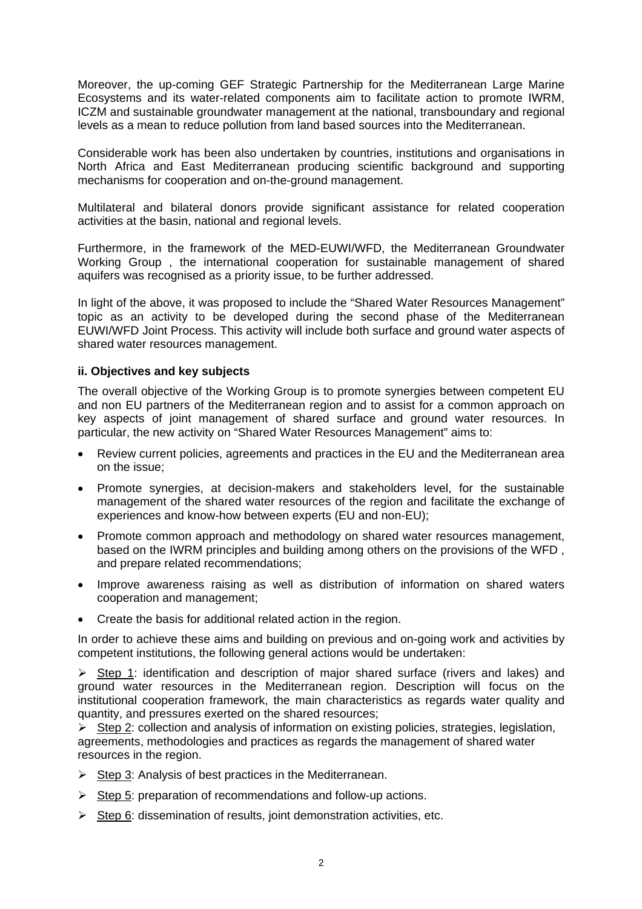Moreover, the up-coming GEF Strategic Partnership for the Mediterranean Large Marine Ecosystems and its water-related components aim to facilitate action to promote IWRM, ICZM and sustainable groundwater management at the national, transboundary and regional levels as a mean to reduce pollution from land based sources into the Mediterranean.

Considerable work has been also undertaken by countries, institutions and organisations in North Africa and East Mediterranean producing scientific background and supporting mechanisms for cooperation and on-the-ground management.

Multilateral and bilateral donors provide significant assistance for related cooperation activities at the basin, national and regional levels.

Furthermore, in the framework of the MED-EUWI/WFD, the Mediterranean Groundwater Working Group , the international cooperation for sustainable management of shared aquifers was recognised as a priority issue, to be further addressed.

In light of the above, it was proposed to include the "Shared Water Resources Management" topic as an activity to be developed during the second phase of the Mediterranean EUWI/WFD Joint Process. This activity will include both surface and ground water aspects of shared water resources management.

**ii. Objectives and key subjects**

The overall objective of the Working Group is to promote synergies between competent EU and non EU partners of the Mediterranean region and to assist for a common approach on key aspects of joint management of shared surface and ground water resources. In particular, the new activity on "Shared Water Resources Management" aims to:

- Review current policies, agreements and practices in the EU and the Mediterranean area on the issue;
- Promote synergies, at decision-makers and stakeholders level, for the sustainable management of the shared water resources of the region and facilitate the exchange of experiences and know-how between experts (EU and non-EU);
- Promote common approach and methodology on shared water resources management, based on the IWRM principles and building among others on the provisions of the WFD , and prepare related recommendations;
- Improve awareness raising as well as distribution of information on shared waters cooperation and management;
- Create the basis for additional related action in the region.

In order to achieve these aims and building on previous and on-going work and activities by competent institutions, the following general actions would be undertaken:

- Step 1: identification and description of major shared surface (rivers and lakes) and ground water resources in the Mediterranean region. Description will focus on the institutional cooperation framework, the main characteristics as regards water quality and quantity, and pressures exerted on the shared resources;
- Step 2: collection and analysis of information on existing policies, strategies, legislation, agreements, methodologies and practices as regards the management of shared water resources in the region.
- Step 3: Analysis of best practices in the Mediterranean.
- Step 5: preparation of recommendations and follow-up actions.
- Step 6: dissemination of results, joint demonstration activities, etc.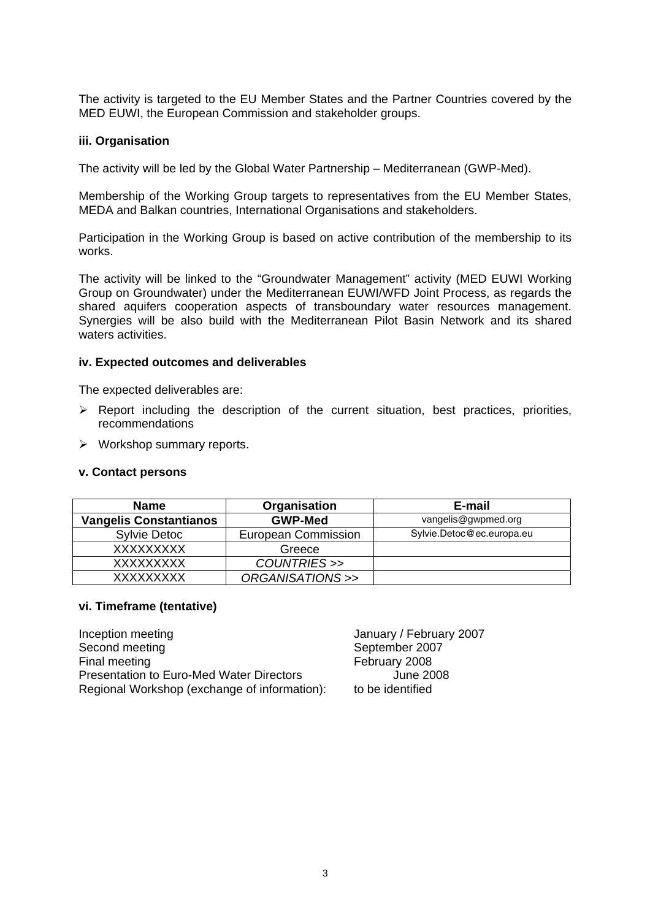The activity is targeted to the EU Member States and the Partner Countries covered by the MED EUWI, the European Commission and stakeholder groups.

### iii. Organisation

The activity will be led by the Global Water Partnership – Mediterranean (GWP-Med).

Membership of the Working Group targets to representatives from the EU Member States, MEDA and Balkan countries, International Organisations and stakeholders.

Participation in the Working Group is based on active contribution of the membership to its works.

The activity will be linked to the "Groundwater Management" activity (MED EUWI Working Group on Groundwater) under the Mediterranean EUWI/WFD Joint Process, as regards the shared aquifers cooperation aspects of transboundary water resources management. Synergies will be also build with the Mediterranean Pilot Basin Network and its shared waters activities.

### iv. Expected outcomes and deliverables

The expected deliverables are:

- Report including the description of the current situation, best practices, priorities, recommendations
- Workshop summary reports.

### v. Contact persons

| Name | Organisation | E-mail |
|---|---|---|
| **Vangelis Constantianos** | **GWP-Med** | vangelis@gwpmed.org |
| Sylvie Detoc | European Commission | Sylvie.Detoc@ec.europa.eu |
| XXXXXXXXX | Greece | |
| XXXXXXXXX | *COUNTRIES >>* | |
| XXXXXXXXX | *ORGANISATIONS >>* | |

### vi. Timeframe (tentative)

| | |
|---|---|
| Inception meeting | January / February 2007 |
| Second meeting | September 2007 |
| Final meeting | February 2008 |
| Presentation to Euro-Med Water Directors | June 2008 |
| Regional Workshop (exchange of information): | to be identified |